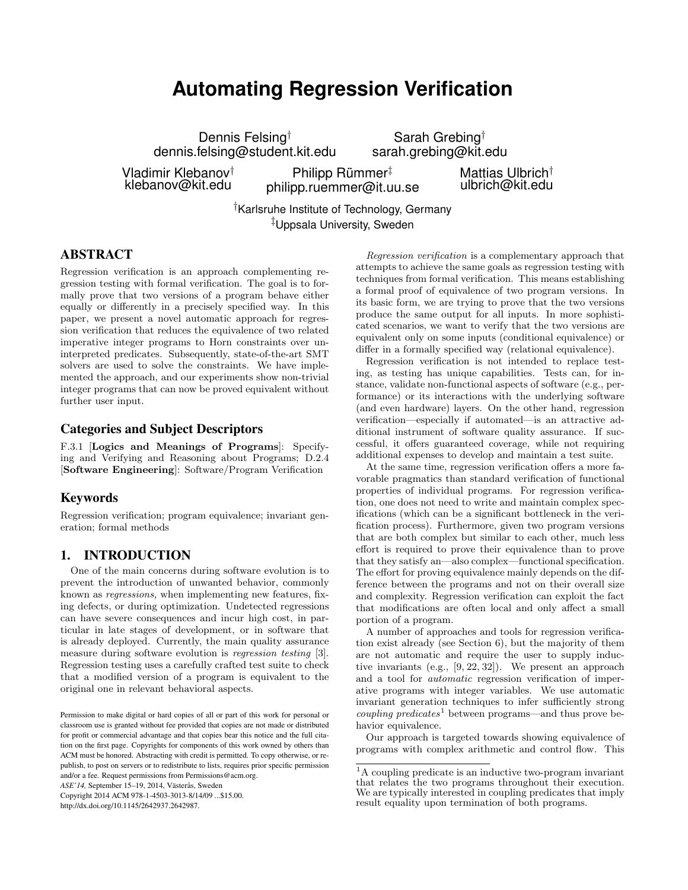# Automating Regression Verification

Dennis Felsing[†]
dennis.felsing@student.kit.edu

Sarah Grebing[†]
sarah.grebing@kit.edu

Vladimir Klebanov[†]
klebanov@kit.edu

Philipp Rümmer[‡]
philipp.ruemmer@it.uu.se

Mattias Ulbrich[†]
ulbrich@kit.edu

[†]Karlsruhe Institute of Technology, Germany
[‡]Uppsala University, Sweden

## ABSTRACT

Regression verification is an approach complementing regression testing with formal verification. The goal is to formally prove that two versions of a program behave either equally or differently in a precisely specified way. In this paper, we present a novel automatic approach for regression verification that reduces the equivalence of two related imperative integer programs to Horn constraints over uninterpreted predicates. Subsequently, state-of-the-art SMT solvers are used to solve the constraints. We have implemented the approach, and our experiments show non-trivial integer programs that can now be proved equivalent without further user input.

## Categories and Subject Descriptors

F.3.1 [**Logics and Meanings of Programs**]: Specifying and Verifying and Reasoning about Programs; D.2.4 [**Software Engineering**]: Software/Program Verification

## Keywords

Regression verification; program equivalence; invariant generation; formal methods

## 1. INTRODUCTION

One of the main concerns during software evolution is to prevent the introduction of unwanted behavior, commonly known as *regressions,* when implementing new features, fixing defects, or during optimization. Undetected regressions can have severe consequences and incur high cost, in particular in late stages of development, or in software that is already deployed. Currently, the main quality assurance measure during software evolution is *regression testing* [3]. Regression testing uses a carefully crafted test suite to check that a modified version of a program is equivalent to the original one in relevant behavioral aspects.

Permission to make digital or hard copies of all or part of this work for personal or classroom use is granted without fee provided that copies are not made or distributed for profit or commercial advantage and that copies bear this notice and the full citation on the first page. Copyrights for components of this work owned by others than ACM must be honored. Abstracting with credit is permitted. To copy otherwise, or republish, to post on servers or to redistribute to lists, requires prior specific permission and/or a fee. Request permissions from Permissions@acm.org.
*ASE'14,* September 15–19, 2014, Västerås, Sweden
Copyright 2014 ACM 978-1-4503-3013-8/14/09 ...$15.00.
http://dx.doi.org/10.1145/2642937.2642987.

*Regression verification* is a complementary approach that attempts to achieve the same goals as regression testing with techniques from formal verification. This means establishing a formal proof of equivalence of two program versions. In its basic form, we are trying to prove that the two versions produce the same output for all inputs. In more sophisticated scenarios, we want to verify that the two versions are equivalent only on some inputs (conditional equivalence) or differ in a formally specified way (relational equivalence).

Regression verification is not intended to replace testing, as testing has unique capabilities. Tests can, for instance, validate non-functional aspects of software (e.g., performance) or its interactions with the underlying software (and even hardware) layers. On the other hand, regression verification—especially if automated—is an attractive additional instrument of software quality assurance. If successful, it offers guaranteed coverage, while not requiring additional expenses to develop and maintain a test suite.

At the same time, regression verification offers a more favorable pragmatics than standard verification of functional properties of individual programs. For regression verification, one does not need to write and maintain complex specifications (which can be a significant bottleneck in the verification process). Furthermore, given two program versions that are both complex but similar to each other, much less effort is required to prove their equivalence than to prove that they satisfy an—also complex—functional specification. The effort for proving equivalence mainly depends on the difference between the programs and not on their overall size and complexity. Regression verification can exploit the fact that modifications are often local and only affect a small portion of a program.

A number of approaches and tools for regression verification exist already (see Section 6), but the majority of them are not automatic and require the user to supply inductive invariants (e.g., [9, 22, 32]). We present an approach and a tool for *automatic* regression verification of imperative programs with integer variables. We use automatic invariant generation techniques to infer sufficiently strong *coupling predicates*[1] between programs—and thus prove behavior equivalence.

Our approach is targeted towards showing equivalence of programs with complex arithmetic and control flow. This

[1]A coupling predicate is an inductive two-program invariant that relates the two programs throughout their execution. We are typically interested in coupling predicates that imply result equality upon termination of both programs.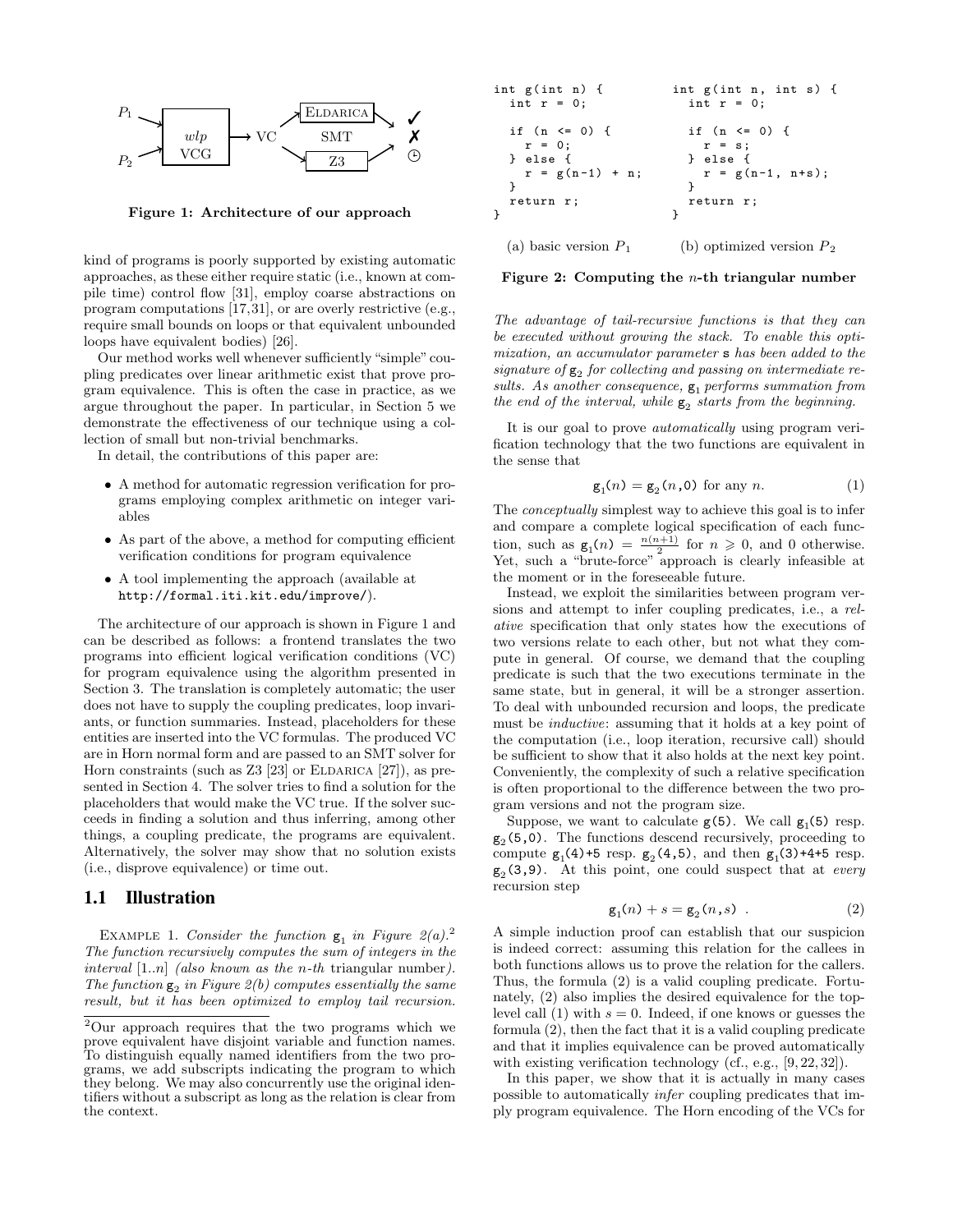P₁ → wlp VCG → VC → ELDARICA / SMT / Z3 → ✓ ✗ ⌚

P₂

**Figure 1: Architecture of our approach**

kind of programs is poorly supported by existing automatic approaches, as these either require static (i.e., known at compile time) control flow [31], employ coarse abstractions on program computations [17,31], or are overly restrictive (e.g., require small bounds on loops or that equivalent unbounded loops have equivalent bodies) [26].

Our method works well whenever sufficiently "simple" coupling predicates over linear arithmetic exist that prove program equivalence. This is often the case in practice, as we argue throughout the paper. In particular, in Section 5 we demonstrate the effectiveness of our technique using a collection of small but non-trivial benchmarks.

In detail, the contributions of this paper are:

- A method for automatic regression verification for programs employing complex arithmetic on integer variables
- As part of the above, a method for computing efficient verification conditions for program equivalence
- A tool implementing the approach (available at http://formal.iti.kit.edu/improve/).

The architecture of our approach is shown in Figure 1 and can be described as follows: a frontend translates the two programs into efficient logical verification conditions (VC) for program equivalence using the algorithm presented in Section 3. The translation is completely automatic; the user does not have to supply the coupling predicates, loop invariants, or function summaries. Instead, placeholders for these entities are inserted into the VC formulas. The produced VC are in Horn normal form and are passed to an SMT solver for Horn constraints (such as Z3 [23] or ELDARICA [27]), as presented in Section 4. The solver tries to find a solution for the placeholders that would make the VC true. If the solver succeeds in finding a solution and thus inferring, among other things, a coupling predicate, the programs are equivalent. Alternatively, the solver may show that no solution exists (i.e., disprove equivalence) or time out.

## 1.1 Illustration

EXAMPLE 1. *Consider the function* $g_1$ *in Figure 2(a).*[2] *The function recursively computes the sum of integers in the interval* $[1..n]$ *(also known as the* $n$*-th* triangular number*). The function* $g_2$ *in Figure 2(b) computes essentially the same result, but it has been optimized to employ tail recursion. The advantage of tail-recursive functions is that they can be executed without growing the stack. To enable this optimization, an accumulator parameter* `s` *has been added to the signature of* $g_2$ *for collecting and passing on intermediate results. As another consequence,* $g_1$ *performs summation from the end of the interval, while* $g_2$ *starts from the beginning.*

```
int g(int n) {
  int r = 0;

  if (n <= 0) {
    r = 0;
  } else {
    r = g(n-1) + n;
  }
  return r;
}
```

(a) basic version $P_1$

```
int g(int n, int s) {
  int r = 0;

  if (n <= 0) {
    r = s;
  } else {
    r = g(n-1, n+s);
  }
  return r;
}
```

(b) optimized version $P_2$

**Figure 2: Computing the** $n$**-th triangular number**

It is our goal to prove *automatically* using program verification technology that the two functions are equivalent in the sense that

$$g_1(n) = g_2(n, 0) \text{ for any } n. \tag{1}$$

The *conceptually* simplest way to achieve this goal is to infer and compare a complete logical specification of each function, such as $g_1(n) = \frac{n(n+1)}{2}$ for $n \geqslant 0$, and 0 otherwise. Yet, such a "brute-force" approach is clearly infeasible at the moment or in the foreseeable future.

Instead, we exploit the similarities between program versions and attempt to infer coupling predicates, i.e., a *relative* specification that only states how the executions of two versions relate to each other, but not what they compute in general. Of course, we demand that the coupling predicate is such that the two executions terminate in the same state, but in general, it will be a stronger assertion. To deal with unbounded recursion and loops, the predicate must be *inductive*: assuming that it holds at a key point of the computation (i.e., loop iteration, recursive call) should be sufficient to show that it also holds at the next key point. Conveniently, the complexity of such a relative specification is often proportional to the difference between the two program versions and not the program size.

Suppose, we want to calculate `g(5)`. We call $g_1$`(5)` resp. $g_2$`(5,0)`. The functions descend recursively, proceeding to compute $g_1$`(4)+5` resp. $g_2$`(4,5)`, and then $g_1$`(3)+4+5` resp. $g_2$`(3,9)`. At this point, one could suspect that at *every* recursion step

$$g_1(n) + s = g_2(n, s) \ . \tag{2}$$

A simple induction proof can establish that our suspicion is indeed correct: assuming this relation for the callees in both functions allows us to prove the relation for the callers. Thus, the formula (2) is a valid coupling predicate. Fortunately, (2) also implies the desired equivalence for the top-level call (1) with $s = 0$. Indeed, if one knows or guesses the formula (2), then the fact that it is a valid coupling predicate and that it implies equivalence can be proved automatically with existing verification technology (cf., e.g., [9, 22, 32]).

In this paper, we show that it is actually in many cases possible to automatically *infer* coupling predicates that imply program equivalence. The Horn encoding of the VCs for

[2] Our approach requires that the two programs which we prove equivalent have disjoint variable and function names. To distinguish equally named identifiers from the two programs, we add subscripts indicating the program to which they belong. We may also concurrently use the original identifiers without a subscript as long as the relation is clear from the context.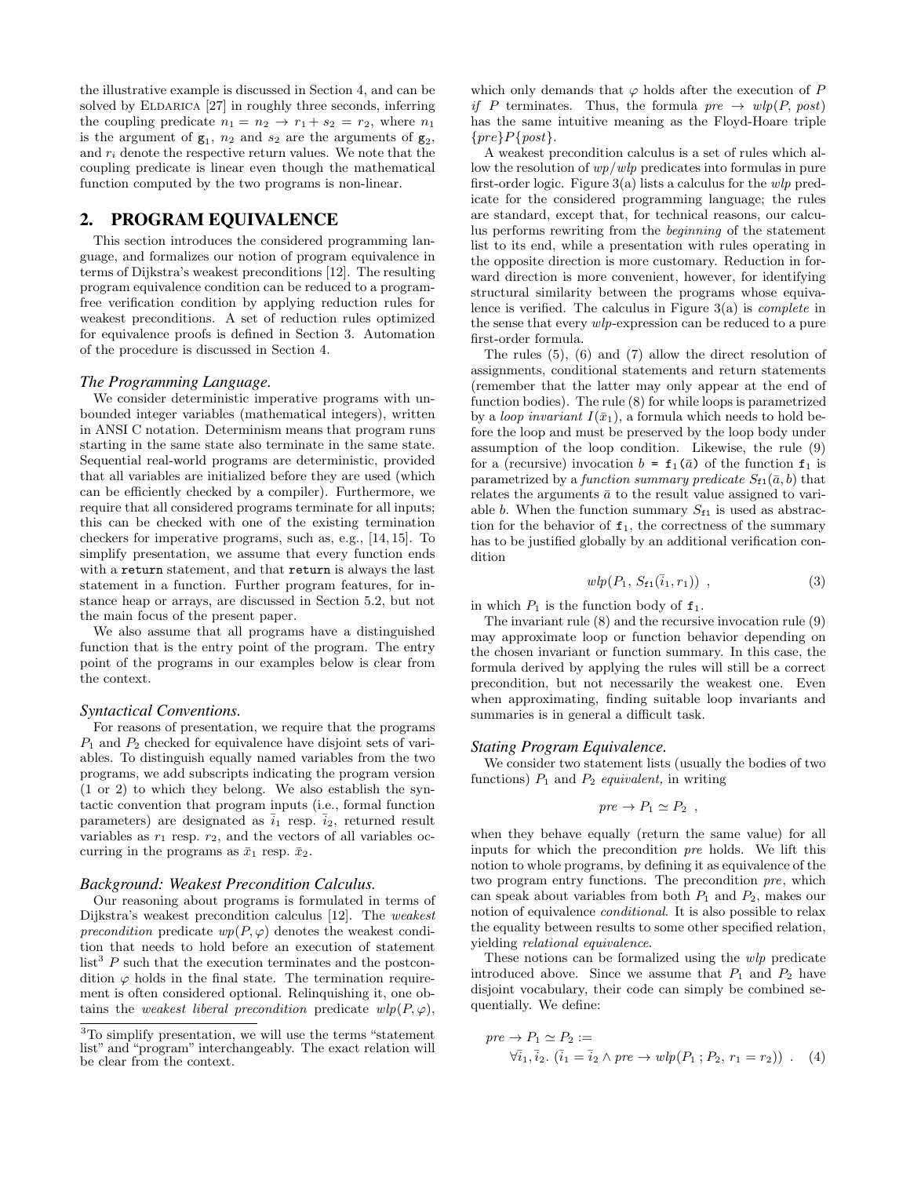the illustrative example is discussed in Section 4, and can be solved by ELDARICA [27] in roughly three seconds, inferring the coupling predicate $n_1 = n_2 \rightarrow r_1 + s_2 = r_2$, where $n_1$ is the argument of $\mathtt{g}_1$, $n_2$ and $s_2$ are the arguments of $\mathtt{g}_2$, and $r_i$ denote the respective return values. We note that the coupling predicate is linear even though the mathematical function computed by the two programs is non-linear.

## 2. PROGRAM EQUIVALENCE

This section introduces the considered programming language, and formalizes our notion of program equivalence in terms of Dijkstra's weakest preconditions [12]. The resulting program equivalence condition can be reduced to a program-free verification condition by applying reduction rules for weakest preconditions. A set of reduction rules optimized for equivalence proofs is defined in Section 3. Automation of the procedure is discussed in Section 4.

### *The Programming Language.*

We consider deterministic imperative programs with unbounded integer variables (mathematical integers), written in ANSI C notation. Determinism means that program runs starting in the same state also terminate in the same state. Sequential real-world programs are deterministic, provided that all variables are initialized before they are used (which can be efficiently checked by a compiler). Furthermore, we require that all considered programs terminate for all inputs; this can be checked with one of the existing termination checkers for imperative programs, such as, e.g., [14, 15]. To simplify presentation, we assume that every function ends with a `return` statement, and that `return` is always the last statement in a function. Further program features, for instance heap or arrays, are discussed in Section 5.2, but not the main focus of the present paper.

We also assume that all programs have a distinguished function that is the entry point of the program. The entry point of the programs in our examples below is clear from the context.

### *Syntactical Conventions.*

For reasons of presentation, we require that the programs $P_1$ and $P_2$ checked for equivalence have disjoint sets of variables. To distinguish equally named variables from the two programs, we add subscripts indicating the program version (1 or 2) to which they belong. We also establish the syntactic convention that program inputs (i.e., formal function parameters) are designated as $\bar{i}_1$ resp. $\bar{i}_2$, returned result variables as $r_1$ resp. $r_2$, and the vectors of all variables occurring in the programs as $\bar{x}_1$ resp. $\bar{x}_2$.

### *Background: Weakest Precondition Calculus.*

Our reasoning about programs is formulated in terms of Dijkstra's weakest precondition calculus [12]. The *weakest precondition* predicate $wp(P, \varphi)$ denotes the weakest condition that needs to hold before an execution of statement list[3] $P$ such that the execution terminates and the postcondition $\varphi$ holds in the final state. The termination requirement is often considered optional. Relinquishing it, one obtains the *weakest liberal precondition* predicate $wlp(P, \varphi)$, which only demands that $\varphi$ holds after the execution of $P$ *if* $P$ terminates. Thus, the formula $pre \rightarrow wlp(P, post)$ has the same intuitive meaning as the Floyd-Hoare triple $\{pre\}P\{post\}$.

A weakest precondition calculus is a set of rules which allow the resolution of $wp/wlp$ predicates into formulas in pure first-order logic. Figure 3(a) lists a calculus for the $wlp$ predicate for the considered programming language; the rules are standard, except that, for technical reasons, our calculus performs rewriting from the *beginning* of the statement list to its end, while a presentation with rules operating in the opposite direction is more customary. Reduction in forward direction is more convenient, however, for identifying structural similarity between the programs whose equivalence is verified. The calculus in Figure 3(a) is *complete* in the sense that every $wlp$-expression can be reduced to a pure first-order formula.

The rules (5), (6) and (7) allow the direct resolution of assignments, conditional statements and return statements (remember that the latter may only appear at the end of function bodies). The rule (8) for while loops is parametrized by a *loop invariant* $I(\bar{x}_1)$, a formula which needs to hold before the loop and must be preserved by the loop body under assumption of the loop condition. Likewise, the rule (9) for a (recursive) invocation `b = f1(ā)` of the function $\mathtt{f}_1$ is parametrized by a *function summary predicate* $S_{\mathtt{f1}}(\bar{a}, b)$ that relates the arguments $\bar{a}$ to the result value assigned to variable $b$. When the function summary $S_{\mathtt{f1}}$ is used as abstraction for the behavior of $\mathtt{f}_1$, the correctness of the summary has to be justified globally by an additional verification condition

$$wlp(P_1, S_{\mathtt{f1}}(\bar{i}_1, r_1)) \ , \tag{3}$$

in which $P_1$ is the function body of $\mathtt{f}_1$.

The invariant rule (8) and the recursive invocation rule (9) may approximate loop or function behavior depending on the chosen invariant or function summary. In this case, the formula derived by applying the rules will still be a correct precondition, but not necessarily the weakest one. Even when approximating, finding suitable loop invariants and summaries is in general a difficult task.

### *Stating Program Equivalence.*

We consider two statement lists (usually the bodies of two functions) $P_1$ and $P_2$ *equivalent,* in writing

$$pre \rightarrow P_1 \simeq P_2 \ ,$$

when they behave equally (return the same value) for all inputs for which the precondition $pre$ holds. We lift this notion to whole programs, by defining it as equivalence of the two program entry functions. The precondition $pre$, which can speak about variables from both $P_1$ and $P_2$, makes our notion of equivalence *conditional*. It is also possible to relax the equality between results to some other specified relation, yielding *relational equivalence*.

These notions can be formalized using the $wlp$ predicate introduced above. Since we assume that $P_1$ and $P_2$ have disjoint vocabulary, their code can simply be combined sequentially. We define:

$$\begin{aligned} pre \rightarrow P_1 \simeq P_2 := \\ \forall \bar{i}_1, \bar{i}_2.\ (\bar{i}_1 = \bar{i}_2 \land pre \rightarrow wlp(P_1\,;P_2,\ r_1 = r_2)) \ . \end{aligned} \tag{4}$$

[3] To simplify presentation, we will use the terms "statement list" and "program" interchangeably. The exact relation will be clear from the context.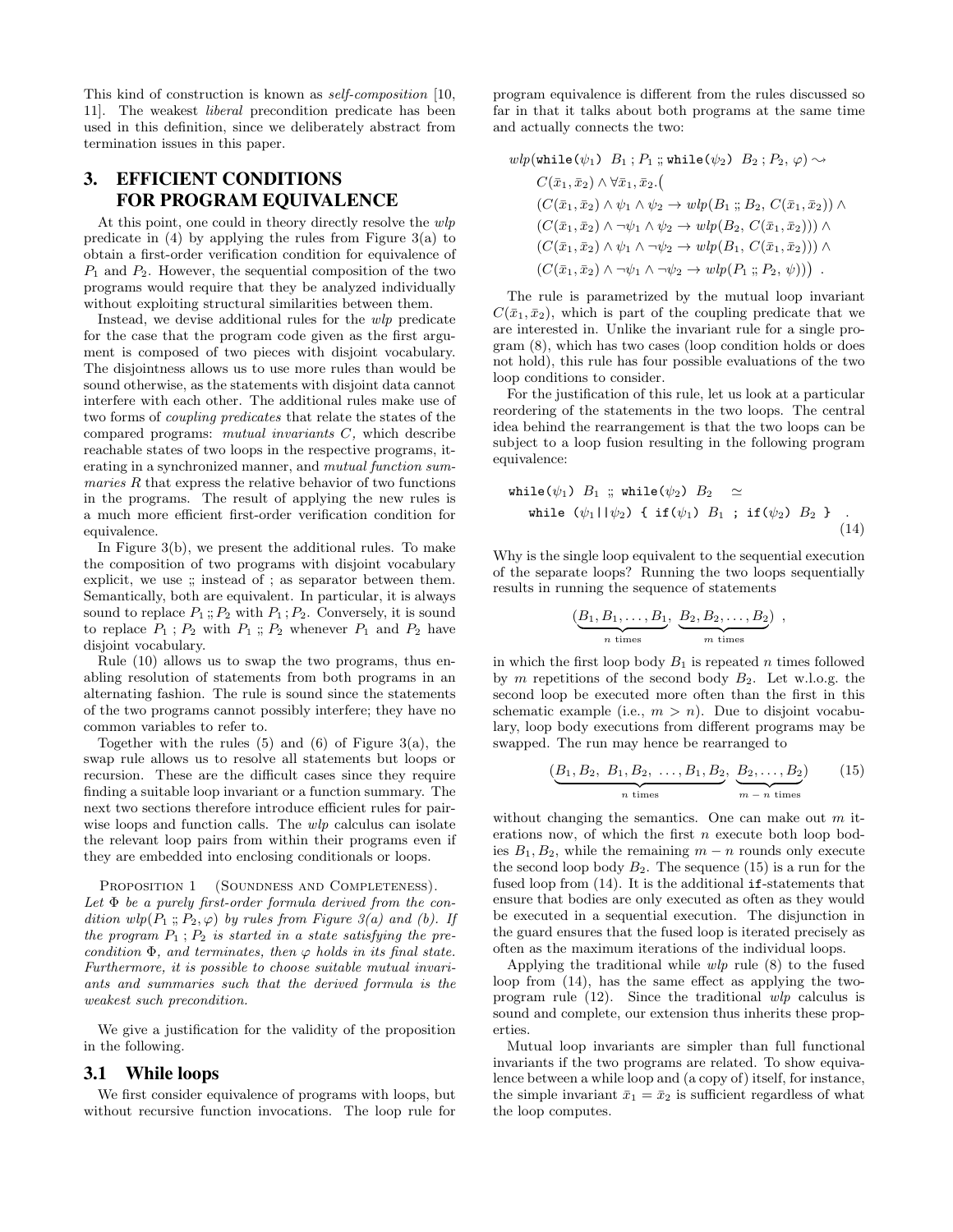This kind of construction is known as *self-composition* [10, 11]. The weakest *liberal* precondition predicate has been used in this definition, since we deliberately abstract from termination issues in this paper.

## 3. EFFICIENT CONDITIONS FOR PROGRAM EQUIVALENCE

At this point, one could in theory directly resolve the *wlp* predicate in (4) by applying the rules from Figure 3(a) to obtain a first-order verification condition for equivalence of $P_1$ and $P_2$. However, the sequential composition of the two programs would require that they be analyzed individually without exploiting structural similarities between them.

Instead, we devise additional rules for the *wlp* predicate for the case that the program code given as the first argument is composed of two pieces with disjoint vocabulary. The disjointness allows us to use more rules than would be sound otherwise, as the statements with disjoint data cannot interfere with each other. The additional rules make use of two forms of *coupling predicates* that relate the states of the compared programs: *mutual invariants* $C$, which describe reachable states of two loops in the respective programs, iterating in a synchronized manner, and *mutual function summaries* $R$ that express the relative behavior of two functions in the programs. The result of applying the new rules is a much more efficient first-order verification condition for equivalence.

In Figure 3(b), we present the additional rules. To make the composition of two programs with disjoint vocabulary explicit, we use ;; instead of ; as separator between them. Semantically, both are equivalent. In particular, it is always sound to replace $P_1 ;; P_2$ with $P_1 ; P_2$. Conversely, it is sound to replace $P_1 ; P_2$ with $P_1 ;; P_2$ whenever $P_1$ and $P_2$ have disjoint vocabulary.

Rule (10) allows us to swap the two programs, thus enabling resolution of statements from both programs in an alternating fashion. The rule is sound since the statements of the two programs cannot possibly interfere; they have no common variables to refer to.

Together with the rules (5) and (6) of Figure 3(a), the swap rule allows us to resolve all statements but loops or recursion. These are the difficult cases since they require finding a suitable loop invariant or a function summary. The next two sections therefore introduce efficient rules for pairwise loops and function calls. The *wlp* calculus can isolate the relevant loop pairs from within their programs even if they are embedded into enclosing conditionals or loops.

Proposition 1 (Soundness and Completeness). *Let $\Phi$ be a purely first-order formula derived from the condition $wlp(P_1 ;; P_2, \varphi)$ by rules from Figure 3(a) and (b). If the program $P_1 ; P_2$ is started in a state satisfying the precondition $\Phi$, and terminates, then $\varphi$ holds in its final state. Furthermore, it is possible to choose suitable mutual invariants and summaries such that the derived formula is the weakest such precondition.*

We give a justification for the validity of the proposition in the following.

### 3.1 While loops

We first consider equivalence of programs with loops, but without recursive function invocations. The loop rule for program equivalence is different from the rules discussed so far in that it talks about both programs at the same time and actually connects the two:

$$
\begin{aligned}
&wlp(\texttt{while}(\psi_1)\ B_1 ; P_1 ;; \texttt{while}(\psi_2)\ B_2 ; P_2, \varphi) \rightsquigarrow \\
&\quad C(\bar{x}_1, \bar{x}_2) \wedge \forall \bar{x}_1, \bar{x}_2 . \big( \\
&\quad (C(\bar{x}_1, \bar{x}_2) \wedge \psi_1 \wedge \psi_2 \rightarrow wlp(B_1 ;; B_2, C(\bar{x}_1, \bar{x}_2)) \wedge \\
&\quad (C(\bar{x}_1, \bar{x}_2) \wedge \neg\psi_1 \wedge \psi_2 \rightarrow wlp(B_2, C(\bar{x}_1, \bar{x}_2))) \wedge \\
&\quad (C(\bar{x}_1, \bar{x}_2) \wedge \psi_1 \wedge \neg\psi_2 \rightarrow wlp(B_1, C(\bar{x}_1, \bar{x}_2))) \wedge \\
&\quad (C(\bar{x}_1, \bar{x}_2) \wedge \neg\psi_1 \wedge \neg\psi_2 \rightarrow wlp(P_1 ;; P_2, \psi))\big) .
\end{aligned}
$$

The rule is parametrized by the mutual loop invariant $C(\bar{x}_1, \bar{x}_2)$, which is part of the coupling predicate that we are interested in. Unlike the invariant rule for a single program (8), which has two cases (loop condition holds or does not hold), this rule has four possible evaluations of the two loop conditions to consider.

For the justification of this rule, let us look at a particular reordering of the statements in the two loops. The central idea behind the rearrangement is that the two loops can be subject to a loop fusion resulting in the following program equivalence:

$$
\begin{aligned}
&\texttt{while}(\psi_1)\ B_1\ ;;\ \texttt{while}(\psi_2)\ B_2 \quad \simeq \\
&\quad \texttt{while}\ (\psi_1 \,||\, \psi_2)\ \{\ \texttt{if}(\psi_1)\ B_1\ ;\ \texttt{if}(\psi_2)\ B_2\ \} \quad .
\end{aligned}
\tag{14}
$$

Why is the single loop equivalent to the sequential execution of the separate loops? Running the two loops sequentially results in running the sequence of statements

$$
(\underbrace{B_1, B_1, \ldots, B_1}_{n \text{ times}},\ \underbrace{B_2, B_2, \ldots, B_2}_{m \text{ times}}) \ ,
$$

in which the first loop body $B_1$ is repeated $n$ times followed by $m$ repetitions of the second body $B_2$. Let w.l.o.g. the second loop be executed more often than the first in this schematic example (i.e., $m > n$). Due to disjoint vocabulary, loop body executions from different programs may be swapped. The run may hence be rearranged to

$$
(\underbrace{B_1, B_2,\ B_1, B_2,\ \ldots, B_1, B_2}_{n \text{ times}},\ \underbrace{B_2, \ldots, B_2}_{m-n \text{ times}}) \tag{15}
$$

without changing the semantics. One can make out $m$ iterations now, of which the first $n$ execute both loop bodies $B_1, B_2$, while the remaining $m - n$ rounds only execute the second loop body $B_2$. The sequence (15) is a run for the fused loop from (14). It is the additional `if`-statements that ensure that bodies are only executed as often as they would be executed in a sequential execution. The disjunction in the guard ensures that the fused loop is iterated precisely as often as the maximum iterations of the individual loops.

Applying the traditional while *wlp* rule (8) to the fused loop from (14), has the same effect as applying the two-program rule (12). Since the traditional *wlp* calculus is sound and complete, our extension thus inherits these properties.

Mutual loop invariants are simpler than full functional invariants if the two programs are related. To show equivalence between a while loop and (a copy of) itself, for instance, the simple invariant $\bar{x}_1 = \bar{x}_2$ is sufficient regardless of what the loop computes.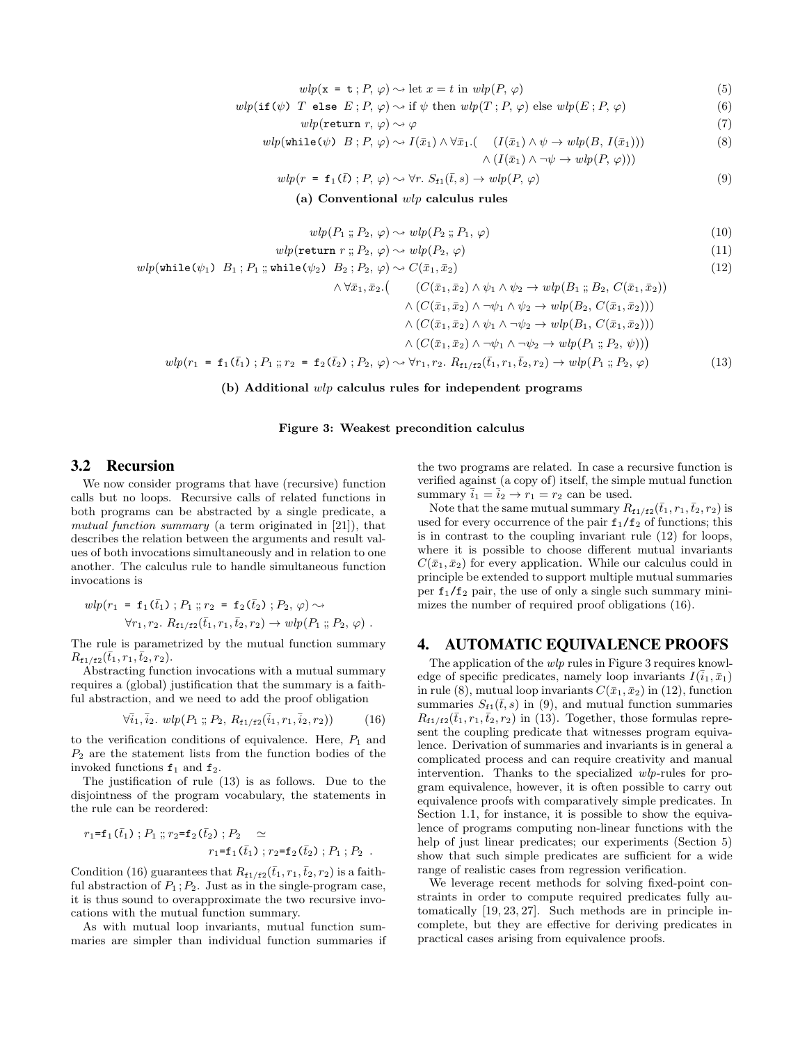$$wlp(\texttt{x = t}\,;P,\,\varphi) \rightsquigarrow \text{let } x = t \text{ in } wlp(P,\,\varphi) \tag{5}$$

$$wlp(\texttt{if}(\psi)\ T\ \texttt{else}\ E\,;P,\,\varphi) \rightsquigarrow \text{if } \psi \text{ then } wlp(T\,;P,\,\varphi) \text{ else } wlp(E\,;P,\,\varphi) \tag{6}$$

$$wlp(\texttt{return}\ r,\,\varphi) \rightsquigarrow \varphi \tag{7}$$

$$\begin{aligned} wlp(\texttt{while}(\psi)\ B\,;P,\,\varphi) \rightsquigarrow I(\bar{x}_1) \wedge \forall \bar{x}_1.(\quad & (I(\bar{x}_1) \wedge \psi \rightarrow wlp(B,\,I(\bar{x}_1))) \\ & \wedge (I(\bar{x}_1) \wedge \neg\psi \rightarrow wlp(P,\,\varphi))) \end{aligned} \tag{8}$$

$$wlp(r\ \texttt{=}\ \texttt{f}_1(\bar{t})\,;P,\,\varphi) \rightsquigarrow \forall r.\ S_{\texttt{f1}}(\bar{t}, s) \rightarrow wlp(P,\,\varphi) \tag{9}$$

**(a) Conventional $wlp$ calculus rules**

$$wlp(P_1 \mathbin{;;} P_2,\,\varphi) \rightsquigarrow wlp(P_2 \mathbin{;;} P_1,\,\varphi) \tag{10}$$

$$wlp(\texttt{return}\ r \mathbin{;;} P_2,\,\varphi) \rightsquigarrow wlp(P_2,\,\varphi) \tag{11}$$

$$\begin{aligned} wlp(\texttt{while}(\psi_1)\ B_1\,;P_1 \mathbin{;;} \texttt{while}(\psi_2)\ B_2\,;P_2,\,\varphi) \rightsquigarrow\ & C(\bar{x}_1, \bar{x}_2) \\ \wedge \forall \bar{x}_1, \bar{x}_2.\big(\quad & (C(\bar{x}_1, \bar{x}_2) \wedge \psi_1 \wedge \psi_2 \rightarrow wlp(B_1 \mathbin{;;} B_2,\,C(\bar{x}_1, \bar{x}_2)) \\ & \wedge (C(\bar{x}_1, \bar{x}_2) \wedge \neg\psi_1 \wedge \psi_2 \rightarrow wlp(B_2,\,C(\bar{x}_1, \bar{x}_2))) \\ & \wedge (C(\bar{x}_1, \bar{x}_2) \wedge \psi_1 \wedge \neg\psi_2 \rightarrow wlp(B_1,\,C(\bar{x}_1, \bar{x}_2))) \\ & \wedge (C(\bar{x}_1, \bar{x}_2) \wedge \neg\psi_1 \wedge \neg\psi_2 \rightarrow wlp(P_1 \mathbin{;;} P_2,\,\psi))\big) \end{aligned} \tag{12}$$

$$wlp(r_1\ \texttt{=}\ \texttt{f}_1(\bar{t}_1)\,;P_1 \mathbin{;;} r_2\ \texttt{=}\ \texttt{f}_2(\bar{t}_2)\,;P_2,\,\varphi) \rightsquigarrow \forall r_1, r_2.\ R_{\texttt{f1/f2}}(\bar{t}_1, r_1, \bar{t}_2, r_2) \rightarrow wlp(P_1 \mathbin{;;} P_2,\,\varphi) \tag{13}$$

**(b) Additional $wlp$ calculus rules for independent programs**

**Figure 3: Weakest precondition calculus**

## 3.2 Recursion

We now consider programs that have (recursive) function calls but no loops. Recursive calls of related functions in both programs can be abstracted by a single predicate, a *mutual function summary* (a term originated in [21]), that describes the relation between the arguments and result values of both invocations simultaneously and in relation to one another. The calculus rule to handle simultaneous function invocations is

$$\begin{aligned} & wlp(r_1\ \texttt{=}\ \texttt{f}_1(\bar{t}_1)\,;P_1 \mathbin{;;} r_2\ \texttt{=}\ \texttt{f}_2(\bar{t}_2)\,;P_2,\,\varphi) \rightsquigarrow \\ & \qquad \forall r_1, r_2.\ R_{\texttt{f1/f2}}(\bar{t}_1, r_1, \bar{t}_2, r_2) \rightarrow wlp(P_1 \mathbin{;;} P_2,\,\varphi)\ . \end{aligned}$$

The rule is parametrized by the mutual function summary $R_{\texttt{f1/f2}}(\bar{t}_1, r_1, \bar{t}_2, r_2)$.

Abstracting function invocations with a mutual summary requires a (global) justification that the summary is a faithful abstraction, and we need to add the proof obligation

$$\forall \bar{i}_1, \bar{i}_2.\ wlp(P_1 \mathbin{;;} P_2,\ R_{\texttt{f1/f2}}(\bar{i}_1, r_1, \bar{i}_2, r_2)) \tag{16}$$

to the verification conditions of equivalence. Here, $P_1$ and $P_2$ are the statement lists from the function bodies of the invoked functions $\texttt{f}_1$ and $\texttt{f}_2$.

The justification of rule (13) is as follows. Due to the disjointness of the program vocabulary, the statements in the rule can be reordered:

$$\begin{aligned} r_1\texttt{=}\texttt{f}_1(\bar{t}_1)\,;P_1 \mathbin{;;} r_2\texttt{=}\texttt{f}_2(\bar{t}_2)\,;P_2 \quad \simeq & \\ r_1\texttt{=}\texttt{f}_1(\bar{t}_1)\,;r_2\texttt{=}\texttt{f}_2(\bar{t}_2)\,;P_1\,;P_2 & \ . \end{aligned}$$

Condition (16) guarantees that $R_{\texttt{f1/f2}}(\bar{t}_1, r_1, \bar{t}_2, r_2)$ is a faithful abstraction of $P_1; P_2$. Just as in the single-program case, it is thus sound to overapproximate the two recursive invocations with the mutual function summary.

As with mutual loop invariants, mutual function summaries are simpler than individual function summaries if the two programs are related. In case a recursive function is verified against (a copy of) itself, the simple mutual function summary $\bar{i}_1 = \bar{i}_2 \rightarrow r_1 = r_2$ can be used.

Note that the same mutual summary $R_{\texttt{f1/f2}}(\bar{t}_1, r_1, \bar{t}_2, r_2)$ is used for every occurrence of the pair $\texttt{f}_1/\texttt{f}_2$ of functions; this is in contrast to the coupling invariant rule (12) for loops, where it is possible to choose different mutual invariants $C(\bar{x}_1, \bar{x}_2)$ for every application. While our calculus could in principle be extended to support multiple mutual summaries per $\texttt{f}_1/\texttt{f}_2$ pair, the use of only a single such summary minimizes the number of required proof obligations (16).

# 4. AUTOMATIC EQUIVALENCE PROOFS

The application of the $wlp$ rules in Figure 3 requires knowledge of specific predicates, namely loop invariants $I(\bar{i}_1, \bar{x}_1)$ in rule (8), mutual loop invariants $C(\bar{x}_1, \bar{x}_2)$ in (12), function summaries $S_{\texttt{f1}}(\bar{t}, s)$ in (9), and mutual function summaries $R_{\texttt{f1/f2}}(\bar{t}_1, r_1, \bar{t}_2, r_2)$ in (13). Together, those formulas represent the coupling predicate that witnesses program equivalence. Derivation of summaries and invariants is in general a complicated process and can require creativity and manual intervention. Thanks to the specialized $wlp$-rules for program equivalence, however, it is often possible to carry out equivalence proofs with comparatively simple predicates. In Section 1.1, for instance, it is possible to show the equivalence of programs computing non-linear functions with the help of just linear predicates; our experiments (Section 5) show that such simple predicates are sufficient for a wide range of realistic cases from regression verification.

We leverage recent methods for solving fixed-point constraints in order to compute required predicates fully automatically [19, 23, 27]. Such methods are in principle incomplete, but they are effective for deriving predicates in practical cases arising from equivalence proofs.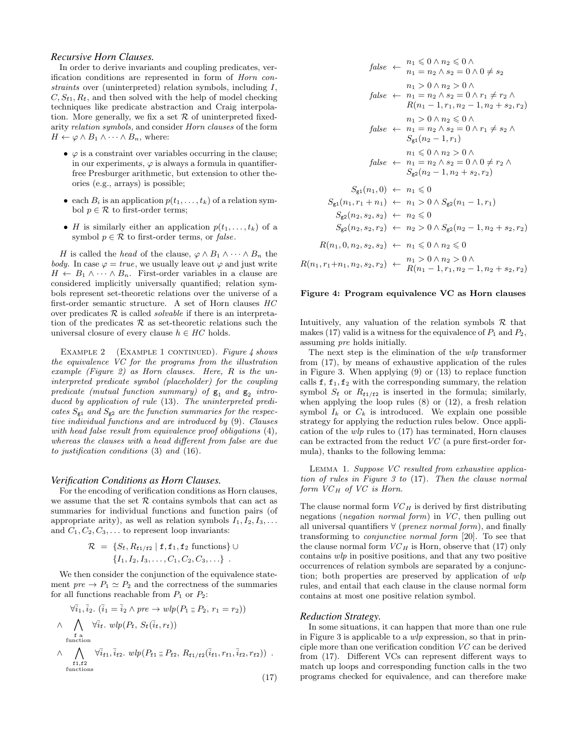### *Recursive Horn Clauses.*

In order to derive invariants and coupling predicates, verification conditions are represented in form of *Horn constraints* over (uninterpreted) relation symbols, including $I$, $C, S_{\mathtt{f1}}, R_{\mathtt{f}}$, and then solved with the help of model checking techniques like predicate abstraction and Craig interpolation. More generally, we fix a set $\mathcal{R}$ of uninterpreted fixed-arity *relation symbols,* and consider *Horn clauses* of the form $H \leftarrow \varphi \wedge B_1 \wedge \cdots \wedge B_n$, where:

- $\varphi$ is a constraint over variables occurring in the clause; in our experiments, $\varphi$ is always a formula in quantifier-free Presburger arithmetic, but extension to other theories (e.g., arrays) is possible;
- each $B_i$ is an application $p(t_1, \ldots, t_k)$ of a relation symbol $p \in \mathcal{R}$ to first-order terms;
- $H$ is similarly either an application $p(t_1, \ldots, t_k)$ of a symbol $p \in \mathcal{R}$ to first-order terms, or *false*.

$H$ is called the *head* of the clause, $\varphi \wedge B_1 \wedge \cdots \wedge B_n$ the *body*. In case $\varphi = true$, we usually leave out $\varphi$ and just write $H \leftarrow B_1 \wedge \cdots \wedge B_n$. First-order variables in a clause are considered implicitly universally quantified; relation symbols represent set-theoretic relations over the universe of a first-order semantic structure. A set of Horn clauses $HC$ over predicates $\mathcal{R}$ is called *solvable* if there is an interpretation of the predicates $\mathcal{R}$ as set-theoretic relations such the universal closure of every clause $h \in HC$ holds.

Example 2 (Example 1 continued). *Figure 4 shows the equivalence VC for the programs from the illustration example (Figure 2) as Horn clauses. Here, $R$ is the uninterpreted predicate symbol (placeholder) for the coupling predicate (mutual function summary) of $\mathtt{g}_1$ and $\mathtt{g}_2$ introduced by application of rule* (13)*. The uninterpreted predicates $S_{\mathtt{g1}}$ and $S_{\mathtt{g2}}$ are the function summaries for the respective individual functions and are introduced by* (9)*. Clauses with head false result from equivalence proof obligations* (4)*, whereas the clauses with a head different from false are due to justification conditions* (3) *and* (16)*.*

$$
\begin{aligned}
false &\leftarrow \begin{array}{l} n_1 \leqslant 0 \wedge n_2 \leqslant 0 \wedge \\ n_1 = n_2 \wedge s_2 = 0 \wedge 0 \neq s_2 \end{array} \\
false &\leftarrow \begin{array}{l} n_1 > 0 \wedge n_2 > 0 \wedge \\ n_1 = n_2 \wedge s_2 = 0 \wedge r_1 \neq r_2 \wedge \\ R(n_1 - 1, r_1, n_2 - 1, n_2 + s_2, r_2) \end{array} \\
false &\leftarrow \begin{array}{l} n_1 > 0 \wedge n_2 \leqslant 0 \wedge \\ n_1 = n_2 \wedge s_2 = 0 \wedge r_1 \neq s_2 \wedge \\ S_{\mathtt{g1}}(n_2 - 1, r_1) \end{array} \\
false &\leftarrow \begin{array}{l} n_1 \leqslant 0 \wedge n_2 > 0 \wedge \\ n_1 = n_2 \wedge s_2 = 0 \wedge 0 \neq r_2 \wedge \\ S_{\mathtt{g2}}(n_2 - 1, n_2 + s_2, r_2) \end{array} \\
S_{\mathtt{g1}}(n_1, 0) &\leftarrow n_1 \leqslant 0 \\
S_{\mathtt{g1}}(n_1, r_1 + n_1) &\leftarrow n_1 > 0 \wedge S_{\mathtt{g2}}(n_1 - 1, r_1) \\
S_{\mathtt{g2}}(n_2, s_2, s_2) &\leftarrow n_2 \leqslant 0 \\
S_{\mathtt{g2}}(n_2, s_2, r_2) &\leftarrow n_2 > 0 \wedge S_{\mathtt{g2}}(n_2 - 1, n_2 + s_2, r_2) \\
R(n_1, 0, n_2, s_2, s_2) &\leftarrow n_1 \leqslant 0 \wedge n_2 \leqslant 0 \\
R(n_1, r_1 {+} n_1, n_2, s_2, r_2) &\leftarrow \begin{array}{l} n_1 > 0 \wedge n_2 > 0 \wedge \\ R(n_1 - 1, r_1, n_2 - 1, n_2 + s_2, r_2) \end{array}
\end{aligned}
$$

**Figure 4: Program equivalence VC as Horn clauses**

### *Verification Conditions as Horn Clauses.*

For the encoding of verification conditions as Horn clauses, we assume that the set $\mathcal{R}$ contains symbols that can act as summaries for individual functions and function pairs (of appropriate arity), as well as relation symbols $I_1, I_2, I_3, \ldots$ and $C_1, C_2, C_3, \ldots$ to represent loop invariants:

$$
\begin{aligned}
\mathcal{R} \;=\; & \{S_{\mathtt{f}}, R_{\mathtt{f1/f2}} \mid \mathtt{f}, \mathtt{f}_1, \mathtt{f}_2 \text{ functions}\} \,\cup \\
& \{I_1, I_2, I_3, \ldots, C_1, C_2, C_3, \ldots\} \;.
\end{aligned}
$$

We then consider the conjunction of the equivalence statement $pre \rightarrow P_1 \simeq P_2$ and the correctness of the summaries for all functions reachable from $P_1$ or $P_2$:

$$
\begin{aligned}
& \forall \bar{i}_1, \bar{i}_2.\ (\bar{i}_1 = \bar{i}_2 \wedge pre \rightarrow wlp(P_1 \,;\!;\, P_2,\ r_1 = r_2)) \\
\wedge & \bigwedge_{\substack{\mathtt{f}\text{ a} \\ \text{function}}} \forall \bar{i}_{\mathtt{f}}.\ wlp(P_{\mathtt{f}},\ S_{\mathtt{f}}(\bar{i}_{\mathtt{f}}, r_{\mathtt{f}})) \\
\wedge & \bigwedge_{\substack{\mathtt{f1},\mathtt{f2} \\ \text{functions}}} \forall \bar{i}_{\mathtt{f1}}, \bar{i}_{\mathtt{f2}}.\ wlp(P_{\mathtt{f1}} \,;\!;\, P_{\mathtt{f2}},\ R_{\mathtt{f1/f2}}(\bar{i}_{\mathtt{f1}}, r_{\mathtt{f1}}, \bar{i}_{\mathtt{f2}}, r_{\mathtt{f2}}))\ .
\end{aligned}
\tag{17}
$$

Intuitively, any valuation of the relation symbols $\mathcal{R}$ that makes (17) valid is a witness for the equivalence of $P_1$ and $P_2$, assuming *pre* holds initially.

The next step is the elimination of the *wlp* transformer from (17), by means of exhaustive application of the rules in Figure 3. When applying (9) or (13) to replace function calls $\mathtt{f}, \mathtt{f}_1, \mathtt{f}_2$ with the corresponding summary, the relation symbol $S_{\mathtt{f}}$ or $R_{\mathtt{f1/f2}}$ is inserted in the formula; similarly, when applying the loop rules (8) or (12), a fresh relation symbol $I_k$ or $C_k$ is introduced. We explain one possible strategy for applying the reduction rules below. Once application of the *wlp* rules to (17) has terminated, Horn clauses can be extracted from the reduct $VC$ (a pure first-order formula), thanks to the following lemma:

Lemma 1. *Suppose VC resulted from exhaustive application of rules in Figure 3 to* (17)*. Then the clause normal form $VC_H$ of VC is Horn.*

The clause normal form $VC_H$ is derived by first distributing negations (*negation normal form*) in $VC$, then pulling out all universal quantifiers $\forall$ (*prenex normal form*), and finally transforming to *conjunctive normal form* [20]. To see that the clause normal form $VC_H$ is Horn, observe that (17) only contains *wlp* in positive positions, and that any two positive occurrences of relation symbols are separated by a conjunction; both properties are preserved by application of *wlp* rules, and entail that each clause in the clause normal form contains at most one positive relation symbol.

### *Reduction Strategy.*

In some situations, it can happen that more than one rule in Figure 3 is applicable to a *wlp* expression, so that in principle more than one verification condition $VC$ can be derived from (17). Different VCs can represent different ways to match up loops and corresponding function calls in the two programs checked for equivalence, and can therefore make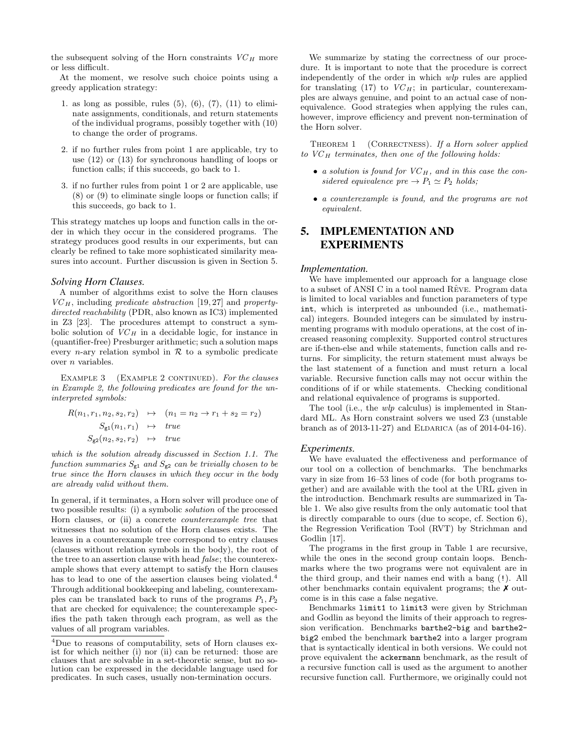the subsequent solving of the Horn constraints $VC_H$ more or less difficult.

At the moment, we resolve such choice points using a greedy application strategy:

1. as long as possible, rules (5), (6), (7), (11) to eliminate assignments, conditionals, and return statements of the individual programs, possibly together with (10) to change the order of programs.
2. if no further rules from point 1 are applicable, try to use (12) or (13) for synchronous handling of loops or function calls; if this succeeds, go back to 1.
3. if no further rules from point 1 or 2 are applicable, use (8) or (9) to eliminate single loops or function calls; if this succeeds, go back to 1.

This strategy matches up loops and function calls in the order in which they occur in the considered programs. The strategy produces good results in our experiments, but can clearly be refined to take more sophisticated similarity measures into account. Further discussion is given in Section 5.

### *Solving Horn Clauses.*

A number of algorithms exist to solve the Horn clauses $VC_H$, including *predicate abstraction* [19, 27] and *property-directed reachability* (PDR, also known as IC3) implemented in Z3 [23]. The procedures attempt to construct a symbolic solution of $VC_H$ in a decidable logic, for instance in (quantifier-free) Presburger arithmetic; such a solution maps every $n$-ary relation symbol in $\mathcal{R}$ to a symbolic predicate over $n$ variables.

Example 3 (Example 2 continued). *For the clauses in Example 2, the following predicates are found for the uninterpreted symbols:*

$$R(n_1, r_1, n_2, s_2, r_2) \mapsto (n_1 = n_2 \to r_1 + s_2 = r_2)$$
$$S_{\mathtt{g1}}(n_1, r_1) \mapsto \mathit{true}$$
$$S_{\mathtt{g2}}(n_2, s_2, r_2) \mapsto \mathit{true}$$

*which is the solution already discussed in Section 1.1. The function summaries $S_{\mathtt{g1}}$ and $S_{\mathtt{g2}}$ can be trivially chosen to be true since the Horn clauses in which they occur in the body are already valid without them.*

In general, if it terminates, a Horn solver will produce one of two possible results: (i) a symbolic *solution* of the processed Horn clauses, or (ii) a concrete *counterexample tree* that witnesses that no solution of the Horn clauses exists. The leaves in a counterexample tree correspond to entry clauses (clauses without relation symbols in the body), the root of the tree to an assertion clause with head *false*; the counterexample shows that every attempt to satisfy the Horn clauses has to lead to one of the assertion clauses being violated.[4] Through additional bookkeeping and labeling, counterexamples can be translated back to runs of the programs $P_1, P_2$ that are checked for equivalence; the counterexample specifies the path taken through each program, as well as the values of all program variables.

[4]Due to reasons of computability, sets of Horn clauses exist for which neither (i) nor (ii) can be returned: those are clauses that are solvable in a set-theoretic sense, but no solution can be expressed in the decidable language used for predicates. In such cases, usually non-termination occurs.

We summarize by stating the correctness of our procedure. It is important to note that the procedure is correct independently of the order in which *wlp* rules are applied for translating (17) to $VC_H$; in particular, counterexamples are always genuine, and point to an actual case of non-equivalence. Good strategies when applying the rules can, however, improve efficiency and prevent non-termination of the Horn solver.

Theorem 1 (Correctness). *If a Horn solver applied to $VC_H$ terminates, then one of the following holds:*

- *a solution is found for $VC_H$, and in this case the considered equivalence $pre \to P_1 \simeq P_2$ holds;*
- *a counterexample is found, and the programs are not equivalent.*

## 5. IMPLEMENTATION AND EXPERIMENTS

### *Implementation.*

We have implemented our approach for a language close to a subset of ANSI C in a tool named Rêve. Program data is limited to local variables and function parameters of type `int`, which is interpreted as unbounded (i.e., mathematical) integers. Bounded integers can be simulated by instrumenting programs with modulo operations, at the cost of increased reasoning complexity. Supported control structures are if-then-else and while statements, function calls and returns. For simplicity, the return statement must always be the last statement of a function and must return a local variable. Recursive function calls may not occur within the conditions of if or while statements. Checking conditional and relational equivalence of programs is supported.

The tool (i.e., the *wlp* calculus) is implemented in Standard ML. As Horn constraint solvers we used Z3 (unstable branch as of 2013-11-27) and Eldarica (as of 2014-04-16).

### *Experiments.*

We have evaluated the effectiveness and performance of our tool on a collection of benchmarks. The benchmarks vary in size from 16–53 lines of code (for both programs together) and are available with the tool at the URL given in the introduction. Benchmark results are summarized in Table 1. We also give results from the only automatic tool that is directly comparable to ours (due to scope, cf. Section 6), the Regression Verification Tool (RVT) by Strichman and Godlin [17].

The programs in the first group in Table 1 are recursive, while the ones in the second group contain loops. Benchmarks where the two programs were not equivalent are in the third group, and their names end with a bang (`!`). All other benchmarks contain equivalent programs; the ✗ outcome is in this case a false negative.

Benchmarks `limit1` to `limit3` were given by Strichman and Godlin as beyond the limits of their approach to regression verification. Benchmarks `barthe2-big` and `barthe2-big2` embed the benchmark `barthe2` into a larger program that is syntactically identical in both versions. We could not prove equivalent the `ackermann` benchmark, as the result of a recursive function call is used as the argument to another recursive function call. Furthermore, we originally could not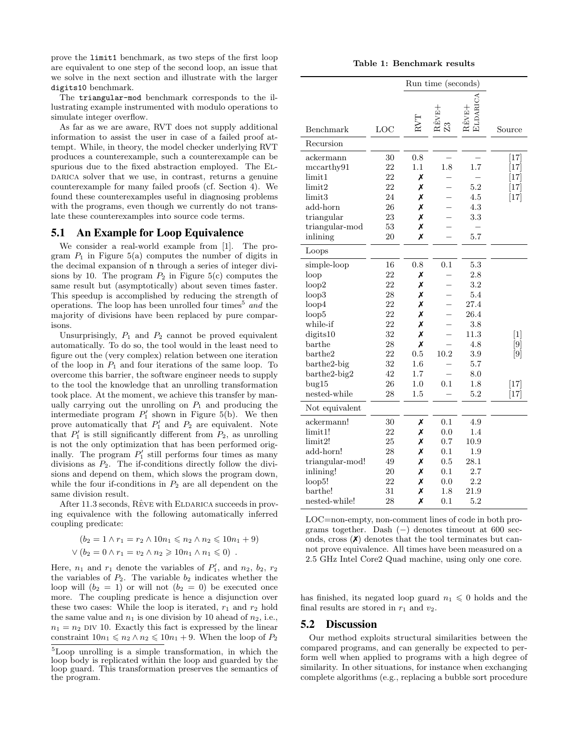prove the `limit1` benchmark, as two steps of the first loop are equivalent to one step of the second loop, an issue that we solve in the next section and illustrate with the larger `digits10` benchmark.

The `triangular-mod` benchmark corresponds to the illustrating example instrumented with modulo operations to simulate integer overflow.

As far as we are aware, RVT does not supply additional information to assist the user in case of a failed proof attempt. While, in theory, the model checker underlying RVT produces a counterexample, such a counterexample can be spurious due to the fixed abstraction employed. The ELDARICA solver that we use, in contrast, returns a genuine counterexample for many failed proofs (cf. Section 4). We found these counterexamples useful in diagnosing problems with the programs, even though we currently do not translate these counterexamples into source code terms.

## 5.1 An Example for Loop Equivalence

We consider a real-world example from [1]. The program $P_1$ in Figure 5(a) computes the number of digits in the decimal expansion of `n` through a series of integer divisions by 10. The program $P_2$ in Figure 5(c) computes the same result but (asymptotically) about seven times faster. This speedup is accomplished by reducing the strength of operations. The loop has been unrolled four times[5] *and* the majority of divisions have been replaced by pure comparisons.

Unsurprisingly, $P_1$ and $P_2$ cannot be proved equivalent automatically. To do so, the tool would in the least need to figure out the (very complex) relation between one iteration of the loop in $P_1$ and four iterations of the same loop. To overcome this barrier, the software engineer needs to supply to the tool the knowledge that an unrolling transformation took place. At the moment, we achieve this transfer by manually carrying out the unrolling on $P_1$ and producing the intermediate program $P_1'$ shown in Figure 5(b). We then prove automatically that $P_1'$ and $P_2$ are equivalent. Note that $P_1'$ is still significantly different from $P_2$, as unrolling is not the only optimization that has been performed originally. The program $P_1'$ still performs four times as many divisions as $P_2$. The if-conditions directly follow the divisions and depend on them, which slows the program down, while the four if-conditions in $P_2$ are all dependent on the same division result.

After 11.3 seconds, RÊVE with ELDARICA succeeds in proving equivalence with the following automatically inferred coupling predicate:

$$(b_2 = 1 \land r_1 = r_2 \land 10n_1 \leqslant n_2 \land n_2 \leqslant 10n_1 + 9)$$
$$\lor\ (b_2 = 0 \land r_1 = v_2 \land n_2 \geqslant 10n_1 \land n_1 \leqslant 0)\ .$$

Here, $n_1$ and $r_1$ denote the variables of $P_1'$, and $n_2$, $b_2$, $r_2$ the variables of $P_2$. The variable $b_2$ indicates whether the loop will ($b_2 = 1$) or will not ($b_2 = 0$) be executed once more. The coupling predicate is hence a disjunction over these two cases: While the loop is iterated, $r_1$ and $r_2$ hold the same value and $n_1$ is one division by 10 ahead of $n_2$, i.e., $n_1 = n_2 \text{ DIV } 10$. Exactly this fact is expressed by the linear constraint $10n_1 \leqslant n_2 \land n_2 \leqslant 10n_1 + 9$. When the loop of $P_2$ has finished, its negated loop guard $n_1 \leqslant 0$ holds and the final results are stored in $r_1$ and $v_2$.

[5] Loop unrolling is a simple transformation, in which the loop body is replicated within the loop and guarded by the loop guard. This transformation preserves the semantics of the program.

**Table 1: Benchmark results**

| | | Run time (seconds) | | | |
|---|---|---|---|---|---|
| Benchmark | LOC | RVT | RÊVE+ Z3 | RÊVE+ ELDARICA | Source |
| **Recursion** | | | | | |
| ackermann | 30 | 0.8 | – | – | [17] |
| mccarthy91 | 22 | 1.1 | 1.8 | 1.7 | [17] |
| limit1 | 22 | ✗ | – | – | [17] |
| limit2 | 22 | ✗ | – | 5.2 | [17] |
| limit3 | 24 | ✗ | – | 4.5 | [17] |
| add-horn | 26 | ✗ | – | 4.3 | |
| triangular | 23 | ✗ | – | 3.3 | |
| triangular-mod | 53 | ✗ | – | – | |
| inlining | 20 | ✗ | – | 5.7 | |
| **Loops** | | | | | |
| simple-loop | 16 | 0.8 | 0.1 | 5.3 | |
| loop | 22 | ✗ | – | 2.8 | |
| loop2 | 22 | ✗ | – | 3.2 | |
| loop3 | 28 | ✗ | – | 5.4 | |
| loop4 | 22 | ✗ | – | 27.4 | |
| loop5 | 22 | ✗ | – | 26.4 | |
| while-if | 22 | ✗ | – | 3.8 | |
| digits10 | 32 | ✗ | – | 11.3 | [1] |
| barthe | 28 | ✗ | – | 4.8 | [9] |
| barthe2 | 22 | 0.5 | 10.2 | 3.9 | [9] |
| barthe2-big | 32 | 1.6 | – | 5.7 | |
| barthe2-big2 | 42 | 1.7 | – | 8.0 | |
| bug15 | 26 | 1.0 | 0.1 | 1.8 | [17] |
| nested-while | 28 | 1.5 | – | 5.2 | [17] |
| **Not equivalent** | | | | | |
| ackermann! | 30 | ✗ | 0.1 | 4.9 | |
| limit1! | 22 | ✗ | 0.0 | 1.4 | |
| limit2! | 25 | ✗ | 0.7 | 10.9 | |
| add-horn! | 28 | ✗ | 0.1 | 1.9 | |
| triangular-mod! | 49 | ✗ | 0.5 | 28.1 | |
| inlining! | 20 | ✗ | 0.1 | 2.7 | |
| loop5! | 22 | ✗ | 0.0 | 2.2 | |
| barthe! | 31 | ✗ | 1.8 | 21.9 | |
| nested-while! | 28 | ✗ | 0.1 | 5.2 | |

LOC=non-empty, non-comment lines of code in both programs together. Dash (–) denotes timeout at 600 seconds, cross (✗) denotes that the tool terminates but cannot prove equivalence. All times have been measured on a 2.5 GHz Intel Core2 Quad machine, using only one core.

## 5.2 Discussion

Our method exploits structural similarities between the compared programs, and can generally be expected to perform well when applied to programs with a high degree of similarity. In other situations, for instance when exchanging complete algorithms (e.g., replacing a bubble sort procedure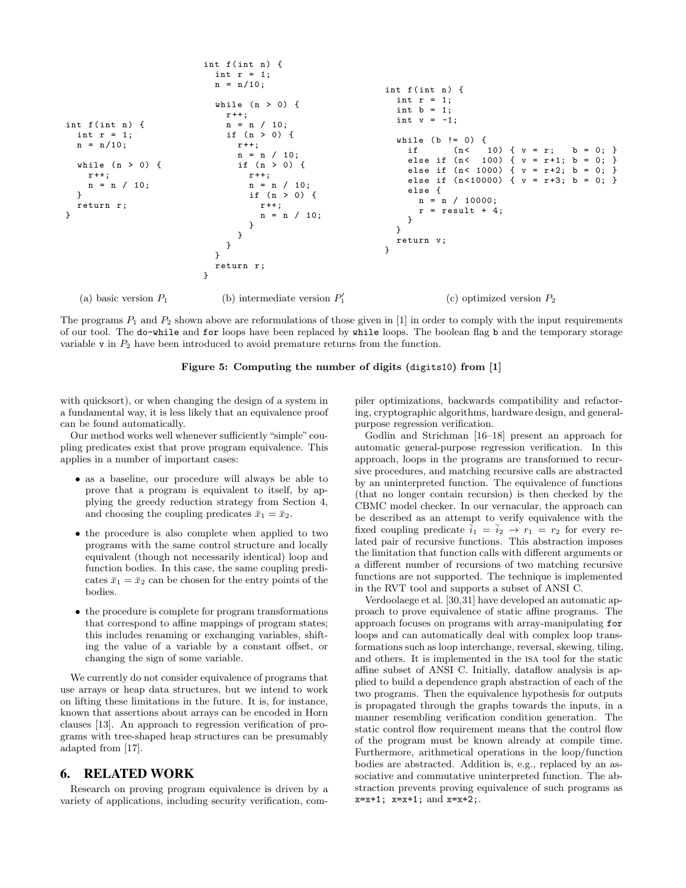```
int f(int n) {
  int r = 1;
  n = n/10;

  while (n > 0) {
    r++;
    n = n / 10;
  }
  return r;
}
```

(a) basic version $P_1$

```
int f(int n) {
  int r = 1;
  n = n/10;

  while (n > 0) {
    r++;
    n = n / 10;
    if (n > 0) {
      r++;
      n = n / 10;
      if (n > 0) {
        r++;
        n = n / 10;
        if (n > 0) {
          r++;
          n = n / 10;
        }
      }
    }
  }
  return r;
}
```

(b) intermediate version $P_1'$

```
int f(int n) {
  int r = 1;
  int b = 1;
  int v = -1;

  while (b != 0) {
    if      (n<    10) { v = r;   b = 0; }
    else if (n<   100) { v = r+1; b = 0; }
    else if (n<  1000) { v = r+2; b = 0; }
    else if (n<10000) { v = r+3; b = 0; }
    else {
      n = n / 10000;
      r = result + 4;
    }
  }
  return v;
}
```

(c) optimized version $P_2$

The programs $P_1$ and $P_2$ shown above are reformulations of those given in [1] in order to comply with the input requirements of our tool. The `do-while` and `for` loops have been replaced by `while` loops. The boolean flag `b` and the temporary storage variable `v` in $P_2$ have been introduced to avoid premature returns from the function.

**Figure 5: Computing the number of digits (`digits10`) from [1]**

with quicksort), or when changing the design of a system in a fundamental way, it is less likely that an equivalence proof can be found automatically.

Our method works well whenever sufficiently "simple" coupling predicates exist that prove program equivalence. This applies in a number of important cases:

- as a baseline, our procedure will always be able to prove that a program is equivalent to itself, by applying the greedy reduction strategy from Section 4, and choosing the coupling predicates $\bar{x}_1 = \bar{x}_2$.
- the procedure is also complete when applied to two programs with the same control structure and locally equivalent (though not necessarily identical) loop and function bodies. In this case, the same coupling predicates $\bar{x}_1 = \bar{x}_2$ can be chosen for the entry points of the bodies.
- the procedure is complete for program transformations that correspond to affine mappings of program states; this includes renaming or exchanging variables, shifting the value of a variable by a constant offset, or changing the sign of some variable.

We currently do not consider equivalence of programs that use arrays or heap data structures, but we intend to work on lifting these limitations in the future. It is, for instance, known that assertions about arrays can be encoded in Horn clauses [13]. An approach to regression verification of programs with tree-shaped heap structures can be presumably adapted from [17].

## 6. RELATED WORK

Research on proving program equivalence is driven by a variety of applications, including security verification, compiler optimizations, backwards compatibility and refactoring, cryptographic algorithms, hardware design, and general-purpose regression verification.

Godlin and Strichman [16–18] present an approach for automatic general-purpose regression verification. In this approach, loops in the programs are transformed to recursive procedures, and matching recursive calls are abstracted by an uninterpreted function. The equivalence of functions (that no longer contain recursion) is then checked by the CBMC model checker. In our vernacular, the approach can be described as an attempt to verify equivalence with the fixed coupling predicate $\bar{i}_1 = \bar{i}_2 \rightarrow r_1 = r_2$ for every related pair of recursive functions. This abstraction imposes the limitation that function calls with different arguments or a different number of recursions of two matching recursive functions are not supported. The technique is implemented in the RVT tool and supports a subset of ANSI C.

Verdoolaege et al. [30,31] have developed an automatic approach to prove equivalence of static affine programs. The approach focuses on programs with array-manipulating `for` loops and can automatically deal with complex loop transformations such as loop interchange, reversal, skewing, tiling, and others. It is implemented in the ISA tool for the static affine subset of ANSI C. Initially, dataflow analysis is applied to build a dependence graph abstraction of each of the two programs. Then the equivalence hypothesis for outputs is propagated through the graphs towards the inputs, in a manner resembling verification condition generation. The static control flow requirement means that the control flow of the program must be known already at compile time. Furthermore, arithmetical operations in the loop/function bodies are abstracted. Addition is, e.g., replaced by an associative and commutative uninterpreted function. The abstraction prevents proving equivalence of such programs as `x=x+1; x=x+1;` and `x=x+2;`.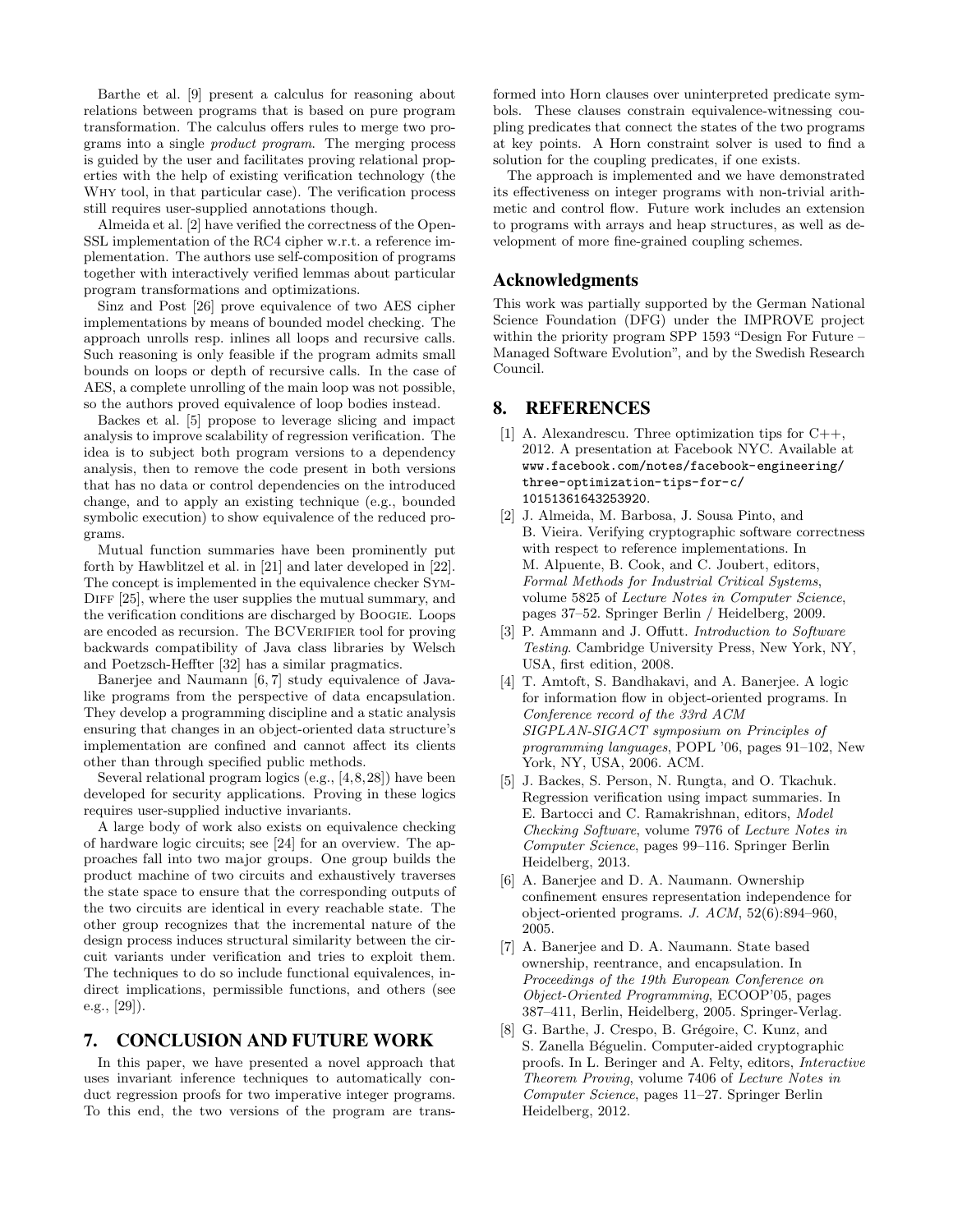Barthe et al. [9] present a calculus for reasoning about relations between programs that is based on pure program transformation. The calculus offers rules to merge two programs into a single *product program*. The merging process is guided by the user and facilitates proving relational properties with the help of existing verification technology (the Why tool, in that particular case). The verification process still requires user-supplied annotations though.

Almeida et al. [2] have verified the correctness of the OpenSSL implementation of the RC4 cipher w.r.t. a reference implementation. The authors use self-composition of programs together with interactively verified lemmas about particular program transformations and optimizations.

Sinz and Post [26] prove equivalence of two AES cipher implementations by means of bounded model checking. The approach unrolls resp. inlines all loops and recursive calls. Such reasoning is only feasible if the program admits small bounds on loops or depth of recursive calls. In the case of AES, a complete unrolling of the main loop was not possible, so the authors proved equivalence of loop bodies instead.

Backes et al. [5] propose to leverage slicing and impact analysis to improve scalability of regression verification. The idea is to subject both program versions to a dependency analysis, then to remove the code present in both versions that has no data or control dependencies on the introduced change, and to apply an existing technique (e.g., bounded symbolic execution) to show equivalence of the reduced programs.

Mutual function summaries have been prominently put forth by Hawblitzel et al. in [21] and later developed in [22]. The concept is implemented in the equivalence checker SymDiff [25], where the user supplies the mutual summary, and the verification conditions are discharged by Boogie. Loops are encoded as recursion. The BCVerifier tool for proving backwards compatibility of Java class libraries by Welsch and Poetzsch-Heffter [32] has a similar pragmatics.

Banerjee and Naumann [6, 7] study equivalence of Java-like programs from the perspective of data encapsulation. They develop a programming discipline and a static analysis ensuring that changes in an object-oriented data structure's implementation are confined and cannot affect its clients other than through specified public methods.

Several relational program logics (e.g., [4,8,28]) have been developed for security applications. Proving in these logics requires user-supplied inductive invariants.

A large body of work also exists on equivalence checking of hardware logic circuits; see [24] for an overview. The approaches fall into two major groups. One group builds the product machine of two circuits and exhaustively traverses the state space to ensure that the corresponding outputs of the two circuits are identical in every reachable state. The other group recognizes that the incremental nature of the design process induces structural similarity between the circuit variants under verification and tries to exploit them. The techniques to do so include functional equivalences, indirect implications, permissible functions, and others (see e.g., [29]).

## 7. CONCLUSION AND FUTURE WORK

In this paper, we have presented a novel approach that uses invariant inference techniques to automatically conduct regression proofs for two imperative integer programs. To this end, the two versions of the program are transformed into Horn clauses over uninterpreted predicate symbols. These clauses constrain equivalence-witnessing coupling predicates that connect the states of the two programs at key points. A Horn constraint solver is used to find a solution for the coupling predicates, if one exists.

The approach is implemented and we have demonstrated its effectiveness on integer programs with non-trivial arithmetic and control flow. Future work includes an extension to programs with arrays and heap structures, as well as development of more fine-grained coupling schemes.

## Acknowledgments

This work was partially supported by the German National Science Foundation (DFG) under the IMPROVE project within the priority program SPP 1593 "Design For Future – Managed Software Evolution", and by the Swedish Research Council.

## 8. REFERENCES

[1] A. Alexandrescu. Three optimization tips for C++, 2012. A presentation at Facebook NYC. Available at `www.facebook.com/notes/facebook-engineering/three-optimization-tips-for-c/10151361643253920`.

[2] J. Almeida, M. Barbosa, J. Sousa Pinto, and B. Vieira. Verifying cryptographic software correctness with respect to reference implementations. In M. Alpuente, B. Cook, and C. Joubert, editors, *Formal Methods for Industrial Critical Systems*, volume 5825 of *Lecture Notes in Computer Science*, pages 37–52. Springer Berlin / Heidelberg, 2009.

[3] P. Ammann and J. Offutt. *Introduction to Software Testing*. Cambridge University Press, New York, NY, USA, first edition, 2008.

[4] T. Amtoft, S. Bandhakavi, and A. Banerjee. A logic for information flow in object-oriented programs. In *Conference record of the 33rd ACM SIGPLAN-SIGACT symposium on Principles of programming languages*, POPL '06, pages 91–102, New York, NY, USA, 2006. ACM.

[5] J. Backes, S. Person, N. Rungta, and O. Tkachuk. Regression verification using impact summaries. In E. Bartocci and C. Ramakrishnan, editors, *Model Checking Software*, volume 7976 of *Lecture Notes in Computer Science*, pages 99–116. Springer Berlin Heidelberg, 2013.

[6] A. Banerjee and D. A. Naumann. Ownership confinement ensures representation independence for object-oriented programs. *J. ACM*, 52(6):894–960, 2005.

[7] A. Banerjee and D. A. Naumann. State based ownership, reentrance, and encapsulation. In *Proceedings of the 19th European Conference on Object-Oriented Programming*, ECOOP'05, pages 387–411, Berlin, Heidelberg, 2005. Springer-Verlag.

[8] G. Barthe, J. Crespo, B. Grégoire, C. Kunz, and S. Zanella Béguelin. Computer-aided cryptographic proofs. In L. Beringer and A. Felty, editors, *Interactive Theorem Proving*, volume 7406 of *Lecture Notes in Computer Science*, pages 11–27. Springer Berlin Heidelberg, 2012.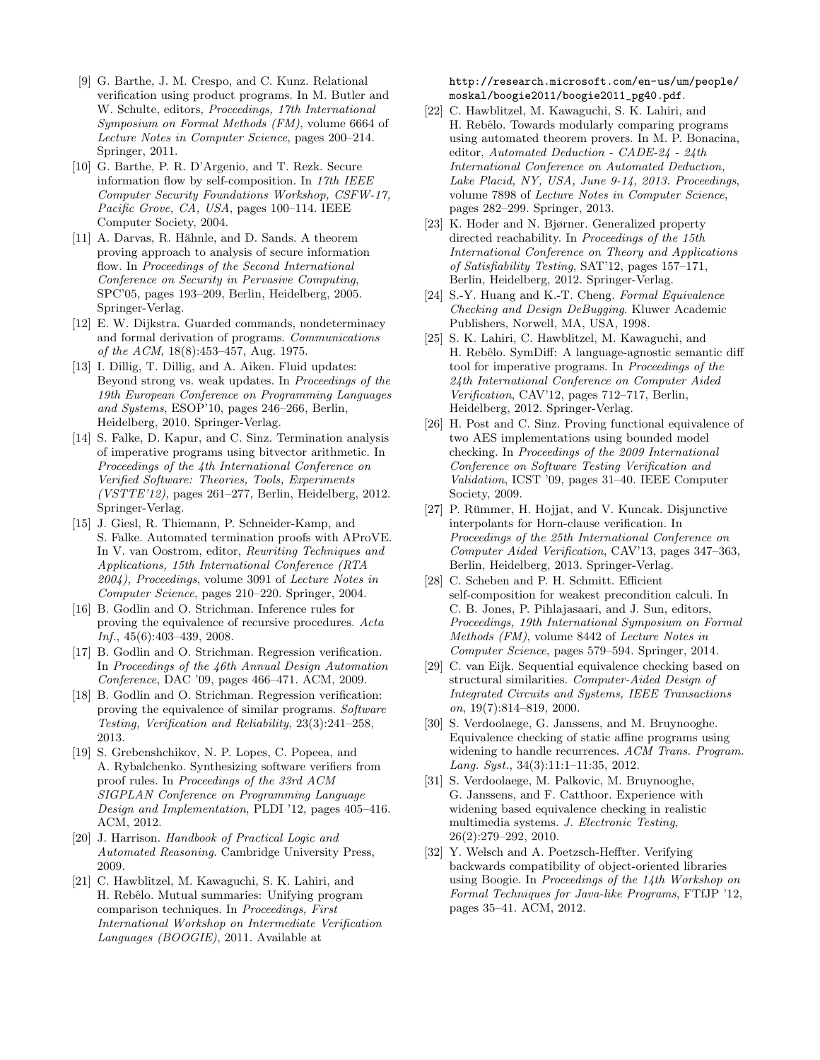- [9] G. Barthe, J. M. Crespo, and C. Kunz. Relational verification using product programs. In M. Butler and W. Schulte, editors, *Proceedings, 17th International Symposium on Formal Methods (FM)*, volume 6664 of *Lecture Notes in Computer Science*, pages 200–214. Springer, 2011.
- [10] G. Barthe, P. R. D'Argenio, and T. Rezk. Secure information flow by self-composition. In *17th IEEE Computer Security Foundations Workshop, CSFW-17, Pacific Grove, CA, USA*, pages 100–114. IEEE Computer Society, 2004.
- [11] A. Darvas, R. Hähnle, and D. Sands. A theorem proving approach to analysis of secure information flow. In *Proceedings of the Second International Conference on Security in Pervasive Computing*, SPC'05, pages 193–209, Berlin, Heidelberg, 2005. Springer-Verlag.
- [12] E. W. Dijkstra. Guarded commands, nondeterminacy and formal derivation of programs. *Communications of the ACM*, 18(8):453–457, Aug. 1975.
- [13] I. Dillig, T. Dillig, and A. Aiken. Fluid updates: Beyond strong vs. weak updates. In *Proceedings of the 19th European Conference on Programming Languages and Systems*, ESOP'10, pages 246–266, Berlin, Heidelberg, 2010. Springer-Verlag.
- [14] S. Falke, D. Kapur, and C. Sinz. Termination analysis of imperative programs using bitvector arithmetic. In *Proceedings of the 4th International Conference on Verified Software: Theories, Tools, Experiments (VSTTE'12)*, pages 261–277, Berlin, Heidelberg, 2012. Springer-Verlag.
- [15] J. Giesl, R. Thiemann, P. Schneider-Kamp, and S. Falke. Automated termination proofs with AProVE. In V. van Oostrom, editor, *Rewriting Techniques and Applications, 15th International Conference (RTA 2004), Proceedings*, volume 3091 of *Lecture Notes in Computer Science*, pages 210–220. Springer, 2004.
- [16] B. Godlin and O. Strichman. Inference rules for proving the equivalence of recursive procedures. *Acta Inf.*, 45(6):403–439, 2008.
- [17] B. Godlin and O. Strichman. Regression verification. In *Proceedings of the 46th Annual Design Automation Conference*, DAC '09, pages 466–471. ACM, 2009.
- [18] B. Godlin and O. Strichman. Regression verification: proving the equivalence of similar programs. *Software Testing, Verification and Reliability*, 23(3):241–258, 2013.
- [19] S. Grebenshchikov, N. P. Lopes, C. Popeea, and A. Rybalchenko. Synthesizing software verifiers from proof rules. In *Proceedings of the 33rd ACM SIGPLAN Conference on Programming Language Design and Implementation*, PLDI '12, pages 405–416. ACM, 2012.
- [20] J. Harrison. *Handbook of Practical Logic and Automated Reasoning*. Cambridge University Press, 2009.
- [21] C. Hawblitzel, M. Kawaguchi, S. K. Lahiri, and H. Rebêlo. Mutual summaries: Unifying program comparison techniques. In *Proceedings, First International Workshop on Intermediate Verification Languages (BOOGIE)*, 2011. Available at `http://research.microsoft.com/en-us/um/people/moskal/boogie2011/boogie2011_pg40.pdf`.
- [22] C. Hawblitzel, M. Kawaguchi, S. K. Lahiri, and H. Rebêlo. Towards modularly comparing programs using automated theorem provers. In M. P. Bonacina, editor, *Automated Deduction - CADE-24 - 24th International Conference on Automated Deduction, Lake Placid, NY, USA, June 9-14, 2013. Proceedings*, volume 7898 of *Lecture Notes in Computer Science*, pages 282–299. Springer, 2013.
- [23] K. Hoder and N. Bjørner. Generalized property directed reachability. In *Proceedings of the 15th International Conference on Theory and Applications of Satisfiability Testing*, SAT'12, pages 157–171, Berlin, Heidelberg, 2012. Springer-Verlag.
- [24] S.-Y. Huang and K.-T. Cheng. *Formal Equivalence Checking and Design DeBugging*. Kluwer Academic Publishers, Norwell, MA, USA, 1998.
- [25] S. K. Lahiri, C. Hawblitzel, M. Kawaguchi, and H. Rebêlo. SymDiff: A language-agnostic semantic diff tool for imperative programs. In *Proceedings of the 24th International Conference on Computer Aided Verification*, CAV'12, pages 712–717, Berlin, Heidelberg, 2012. Springer-Verlag.
- [26] H. Post and C. Sinz. Proving functional equivalence of two AES implementations using bounded model checking. In *Proceedings of the 2009 International Conference on Software Testing Verification and Validation*, ICST '09, pages 31–40. IEEE Computer Society, 2009.
- [27] P. Rümmer, H. Hojjat, and V. Kuncak. Disjunctive interpolants for Horn-clause verification. In *Proceedings of the 25th International Conference on Computer Aided Verification*, CAV'13, pages 347–363, Berlin, Heidelberg, 2013. Springer-Verlag.
- [28] C. Scheben and P. H. Schmitt. Efficient self-composition for weakest precondition calculi. In C. B. Jones, P. Pihlajasaari, and J. Sun, editors, *Proceedings, 19th International Symposium on Formal Methods (FM)*, volume 8442 of *Lecture Notes in Computer Science*, pages 579–594. Springer, 2014.
- [29] C. van Eijk. Sequential equivalence checking based on structural similarities. *Computer-Aided Design of Integrated Circuits and Systems, IEEE Transactions on*, 19(7):814–819, 2000.
- [30] S. Verdoolaege, G. Janssens, and M. Bruynooghe. Equivalence checking of static affine programs using widening to handle recurrences. *ACM Trans. Program. Lang. Syst.*, 34(3):11:1–11:35, 2012.
- [31] S. Verdoolaege, M. Palkovic, M. Bruynooghe, G. Janssens, and F. Catthoor. Experience with widening based equivalence checking in realistic multimedia systems. *J. Electronic Testing*, 26(2):279–292, 2010.
- [32] Y. Welsch and A. Poetzsch-Heffter. Verifying backwards compatibility of object-oriented libraries using Boogie. In *Proceedings of the 14th Workshop on Formal Techniques for Java-like Programs*, FTfJP '12, pages 35–41. ACM, 2012.